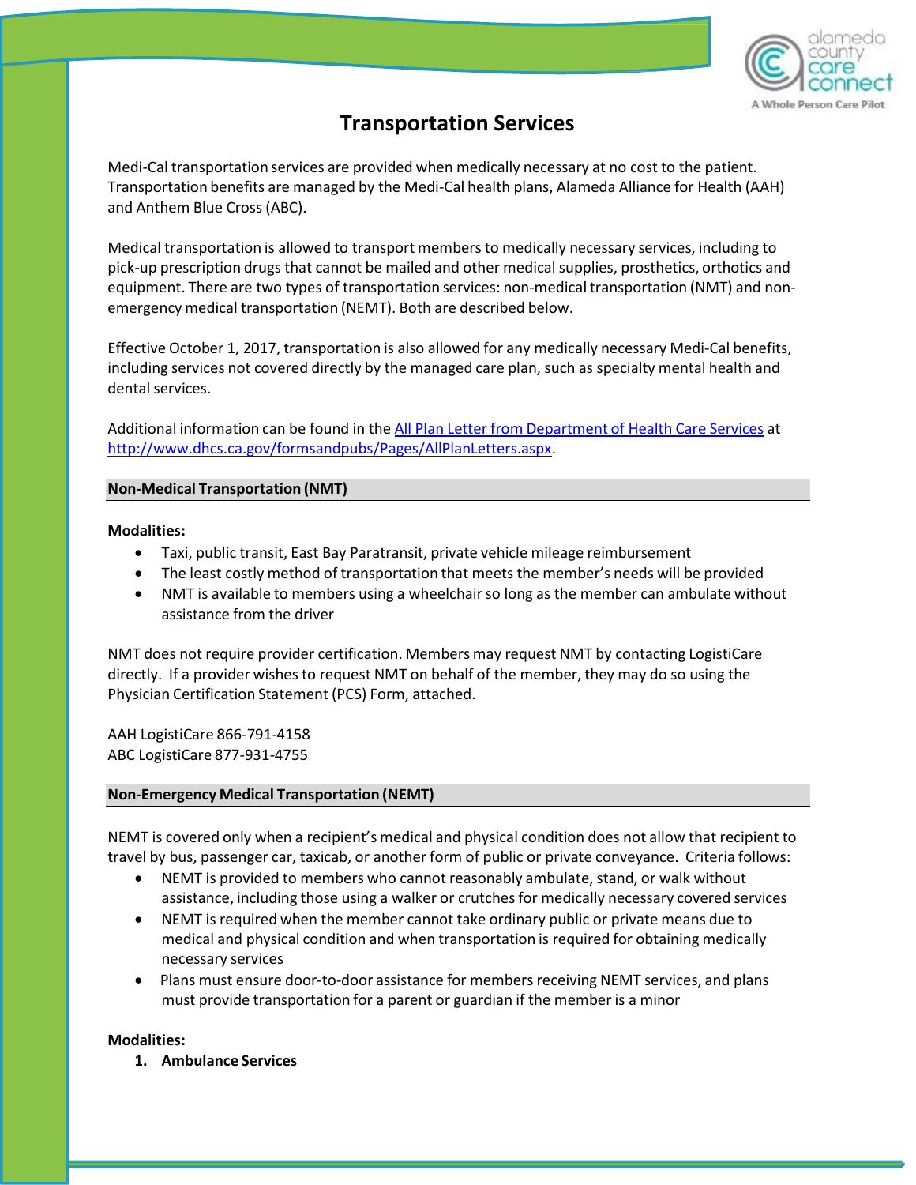# Transportation Services

Medi-Cal transportation services are provided when medically necessary at no cost to the patient. Transportation benefits are managed by the Medi-Cal health plans, Alameda Alliance for Health (AAH) and Anthem Blue Cross (ABC).

Medical transportation is allowed to transport members to medically necessary services, including to pick-up prescription drugs that cannot be mailed and other medical supplies, prosthetics, orthotics and equipment. There are two types of transportation services: non-medical transportation (NMT) and non-emergency medical transportation (NEMT). Both are described below.

Effective October 1, 2017, transportation is also allowed for any medically necessary Medi-Cal benefits, including services not covered directly by the managed care plan, such as specialty mental health and dental services.

Additional information can be found in the [All Plan Letter from Department of Health Care Services](http://www.dhcs.ca.gov/formsandpubs/Pages/AllPlanLetters.aspx) at http://www.dhcs.ca.gov/formsandpubs/Pages/AllPlanLetters.aspx.

## Non-Medical Transportation (NMT)

**Modalities:**

- Taxi, public transit, East Bay Paratransit, private vehicle mileage reimbursement
- The least costly method of transportation that meets the member's needs will be provided
- NMT is available to members using a wheelchair so long as the member can ambulate without assistance from the driver

NMT does not require provider certification. Members may request NMT by contacting LogistiCare directly. If a provider wishes to request NMT on behalf of the member, they may do so using the Physician Certification Statement (PCS) Form, attached.

AAH LogistiCare 866-791-4158
ABC LogistiCare 877-931-4755

## Non-Emergency Medical Transportation (NEMT)

NEMT is covered only when a recipient's medical and physical condition does not allow that recipient to travel by bus, passenger car, taxicab, or another form of public or private conveyance. Criteria follows:

- NEMT is provided to members who cannot reasonably ambulate, stand, or walk without assistance, including those using a walker or crutches for medically necessary covered services
- NEMT is required when the member cannot take ordinary public or private means due to medical and physical condition and when transportation is required for obtaining medically necessary services
- Plans must ensure door-to-door assistance for members receiving NEMT services, and plans must provide transportation for a parent or guardian if the member is a minor

**Modalities:**

1. **Ambulance Services**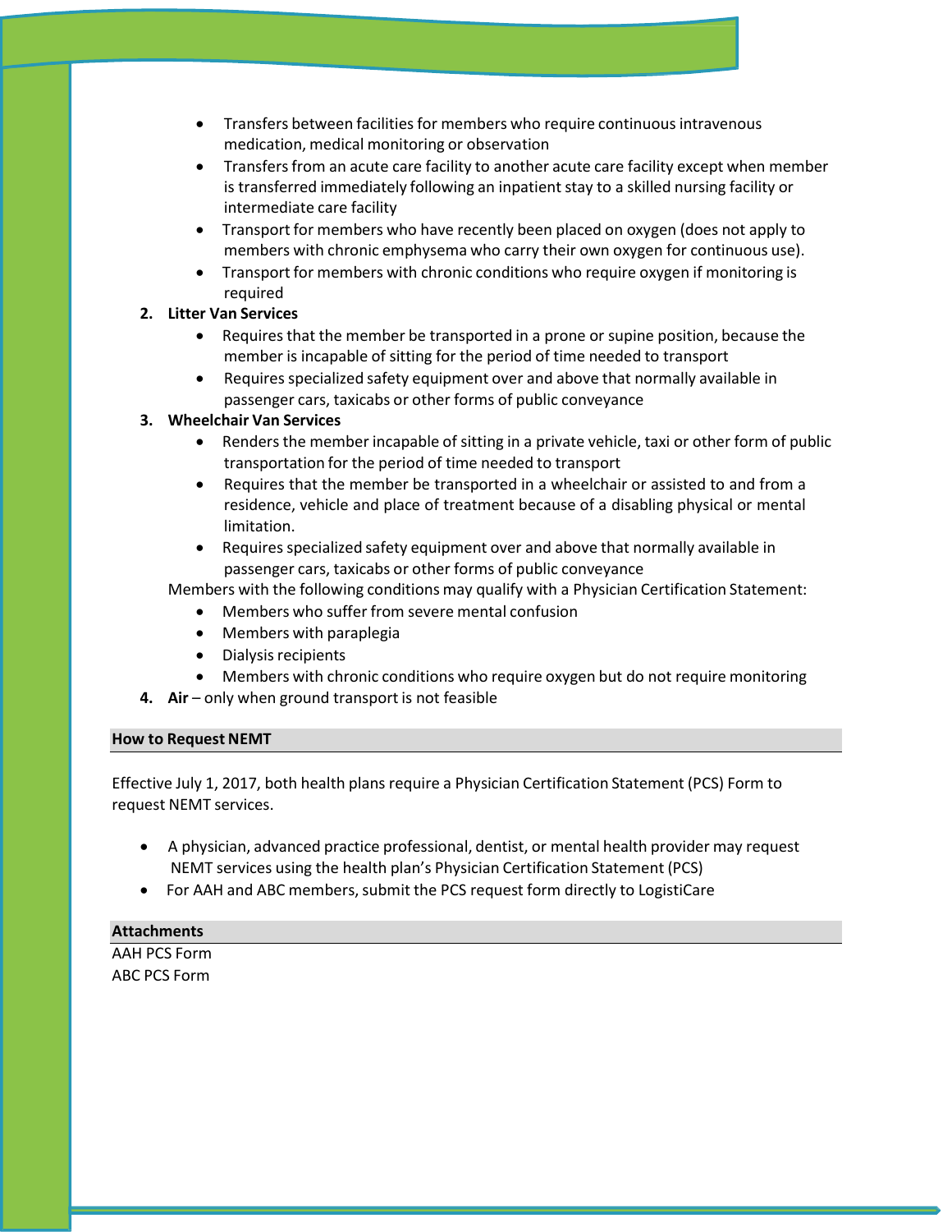- Transfers between facilities for members who require continuous intravenous medication, medical monitoring or observation
- Transfers from an acute care facility to another acute care facility except when member is transferred immediately following an inpatient stay to a skilled nursing facility or intermediate care facility
- Transport for members who have recently been placed on oxygen (does not apply to members with chronic emphysema who carry their own oxygen for continuous use).
- Transport for members with chronic conditions who require oxygen if monitoring is required

2. **Litter Van Services**
    - Requires that the member be transported in a prone or supine position, because the member is incapable of sitting for the period of time needed to transport
    - Requires specialized safety equipment over and above that normally available in passenger cars, taxicabs or other forms of public conveyance
3. **Wheelchair Van Services**
    - Renders the member incapable of sitting in a private vehicle, taxi or other form of public transportation for the period of time needed to transport
    - Requires that the member be transported in a wheelchair or assisted to and from a residence, vehicle and place of treatment because of a disabling physical or mental limitation.
    - Requires specialized safety equipment over and above that normally available in passenger cars, taxicabs or other forms of public conveyance

    Members with the following conditions may qualify with a Physician Certification Statement:
    - Members who suffer from severe mental confusion
    - Members with paraplegia
    - Dialysis recipients
    - Members with chronic conditions who require oxygen but do not require monitoring
4. **Air** – only when ground transport is not feasible

## How to Request NEMT

Effective July 1, 2017, both health plans require a Physician Certification Statement (PCS) Form to request NEMT services.

- A physician, advanced practice professional, dentist, or mental health provider may request NEMT services using the health plan's Physician Certification Statement (PCS)
- For AAH and ABC members, submit the PCS request form directly to LogistiCare

## Attachments

AAH PCS Form
ABC PCS Form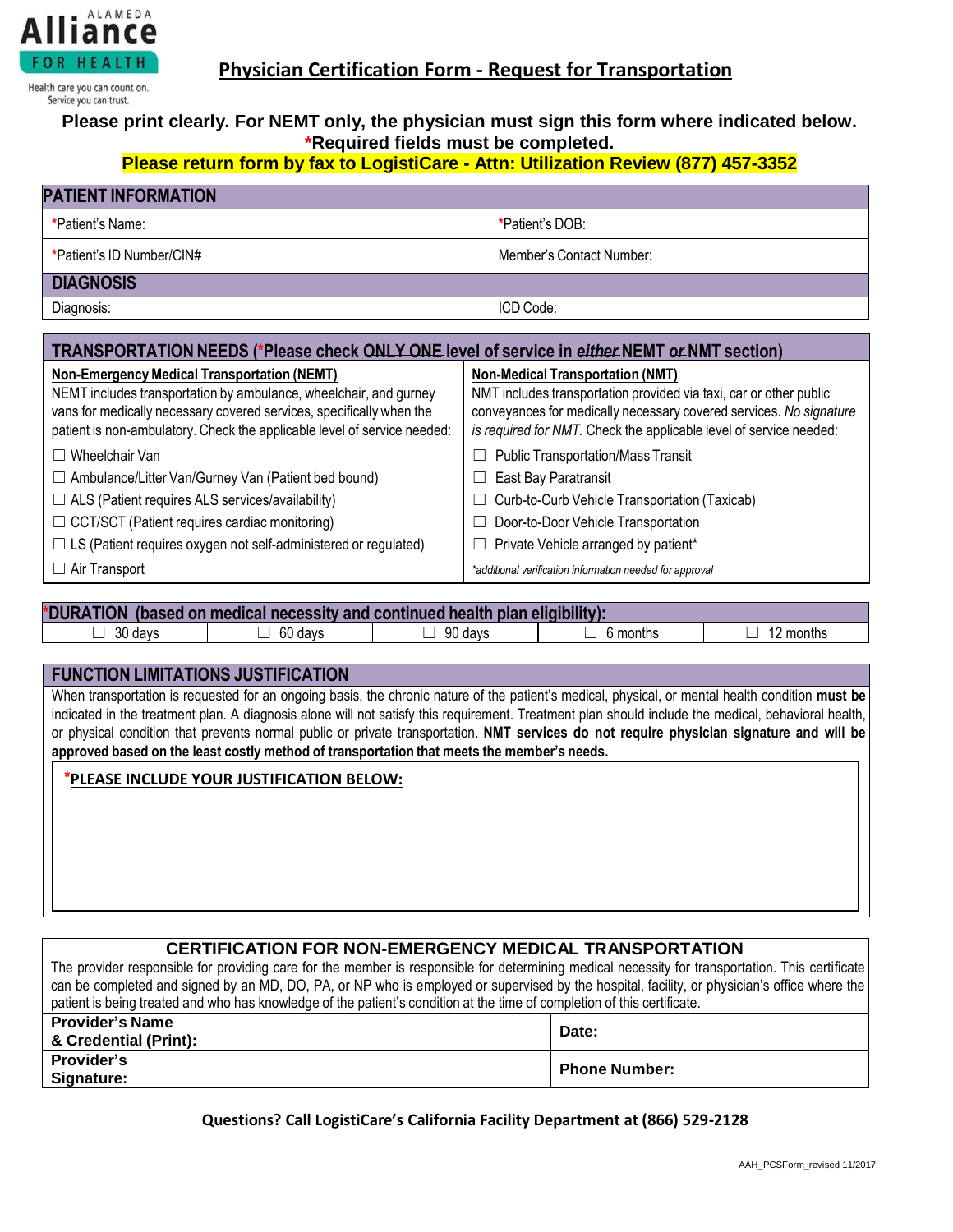ALAMEDA
**Alliance**
FOR HEALTH
Health care you can count on.
Service you can trust.

# Physician Certification Form - Request for Transportation

**Please print clearly. For NEMT only, the physician must sign this form where indicated below.**
**\*Required fields must be completed.**
**Please return form by fax to LogistiCare - Attn: Utilization Review (877) 457-3352**

| PATIENT INFORMATION | |
|---|---|
| *Patient's Name: | *Patient's DOB: |
| *Patient's ID Number/CIN# | Member's Contact Number: |
| **DIAGNOSIS** | |
| Diagnosis: | ICD Code: |

## TRANSPORTATION NEEDS (*Please check ONLY ONE level of service in *either* NEMT *or* NMT section)

| Non-Emergency Medical Transportation (NEMT) | Non-Medical Transportation (NMT) |
|---|---|
| NEMT includes transportation by ambulance, wheelchair, and gurney vans for medically necessary covered services, specifically when the patient is non-ambulatory. Check the applicable level of service needed: | NMT includes transportation provided via taxi, car or other public conveyances for medically necessary covered services. *No signature is required for NMT.* Check the applicable level of service needed: |
| ☐ Wheelchair Van | ☐ Public Transportation/Mass Transit |
| ☐ Ambulance/Litter Van/Gurney Van (Patient bed bound) | ☐ East Bay Paratransit |
| ☐ ALS (Patient requires ALS services/availability) | ☐ Curb-to-Curb Vehicle Transportation (Taxicab) |
| ☐ CCT/SCT (Patient requires cardiac monitoring) | ☐ Door-to-Door Vehicle Transportation |
| ☐ LS (Patient requires oxygen not self-administered or regulated) | ☐ Private Vehicle arranged by patient* |
| ☐ Air Transport | *\*additional verification information needed for approval* |

| *DURATION (based on medical necessity and continued health plan eligibility): | | | | |
|---|---|---|---|---|
| ☐ 30 days | ☐ 60 days | ☐ 90 days | ☐ 6 months | ☐ 12 months |

## FUNCTION LIMITATIONS JUSTIFICATION

When transportation is requested for an ongoing basis, the chronic nature of the patient's medical, physical, or mental health condition **must be** indicated in the treatment plan. A diagnosis alone will not satisfy this requirement. Treatment plan should include the medical, behavioral health, or physical condition that prevents normal public or private transportation. **NMT services do not require physician signature and will be approved based on the least costly method of transportation that meets the member's needs.**

***PLEASE INCLUDE YOUR JUSTIFICATION BELOW:**

## CERTIFICATION FOR NON-EMERGENCY MEDICAL TRANSPORTATION

The provider responsible for providing care for the member is responsible for determining medical necessity for transportation. This certificate can be completed and signed by an MD, DO, PA, or NP who is employed or supervised by the hospital, facility, or physician's office where the patient is being treated and who has knowledge of the patient's condition at the time of completion of this certificate.

| **Provider's Name & Credential (Print):** | **Date:** |
|---|---|
| **Provider's Signature:** | **Phone Number:** |

**Questions? Call LogistiCare's California Facility Department at (866) 529-2128**

AAH_PCSForm_revised 11/2017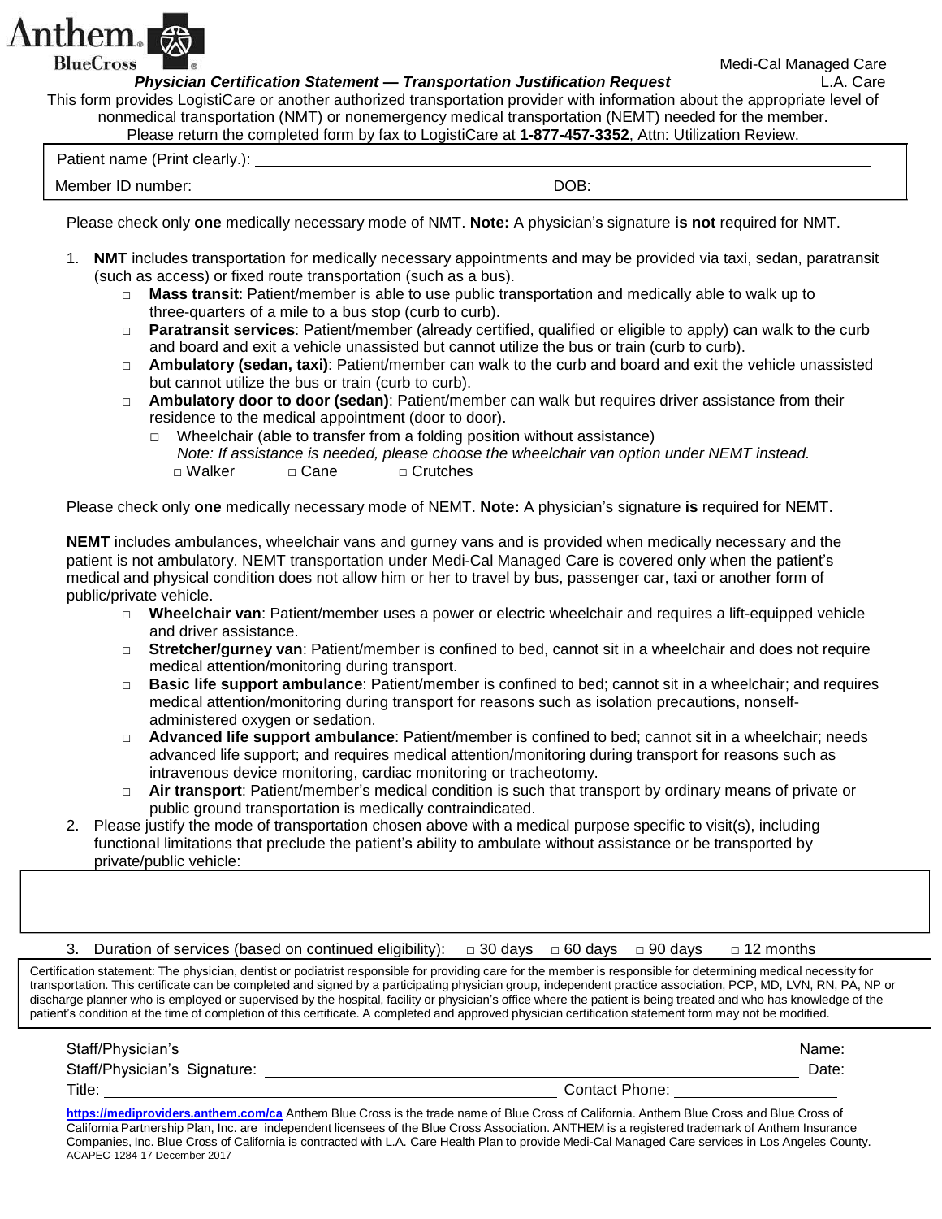Anthem BlueCross

Medi-Cal Managed Care
L.A. Care

***Physician Certification Statement — Transportation Justification Request***

This form provides LogistiCare or another authorized transportation provider with information about the appropriate level of nonmedical transportation (NMT) or nonemergency medical transportation (NEMT) needed for the member.
Please return the completed form by fax to LogistiCare at **1-877-457-3352**, Attn: Utilization Review.

Patient name (Print clearly.): ______________________________

Member ID number: ______________________ DOB: ______________________

Please check only **one** medically necessary mode of NMT. **Note:** A physician's signature **is not** required for NMT.

1. **NMT** includes transportation for medically necessary appointments and may be provided via taxi, sedan, paratransit (such as access) or fixed route transportation (such as a bus).
   - □ **Mass transit**: Patient/member is able to use public transportation and medically able to walk up to three-quarters of a mile to a bus stop (curb to curb).
   - □ **Paratransit services**: Patient/member (already certified, qualified or eligible to apply) can walk to the curb and board and exit a vehicle unassisted but cannot utilize the bus or train (curb to curb).
   - □ **Ambulatory (sedan, taxi)**: Patient/member can walk to the curb and board and exit the vehicle unassisted but cannot utilize the bus or train (curb to curb).
   - □ **Ambulatory door to door (sedan)**: Patient/member can walk but requires driver assistance from their residence to the medical appointment (door to door).
     - □ Wheelchair (able to transfer from a folding position without assistance)
       *Note: If assistance is needed, please choose the wheelchair van option under NEMT instead.*
       □ Walker □ Cane □ Crutches

Please check only **one** medically necessary mode of NEMT. **Note:** A physician's signature **is** required for NEMT.

**NEMT** includes ambulances, wheelchair vans and gurney vans and is provided when medically necessary and the patient is not ambulatory. NEMT transportation under Medi-Cal Managed Care is covered only when the patient's medical and physical condition does not allow him or her to travel by bus, passenger car, taxi or another form of public/private vehicle.

- □ **Wheelchair van**: Patient/member uses a power or electric wheelchair and requires a lift-equipped vehicle and driver assistance.
- □ **Stretcher/gurney van**: Patient/member is confined to bed, cannot sit in a wheelchair and does not require medical attention/monitoring during transport.
- □ **Basic life support ambulance**: Patient/member is confined to bed; cannot sit in a wheelchair; and requires medical attention/monitoring during transport for reasons such as isolation precautions, nonself-administered oxygen or sedation.
- □ **Advanced life support ambulance**: Patient/member is confined to bed; cannot sit in a wheelchair; needs advanced life support; and requires medical attention/monitoring during transport for reasons such as intravenous device monitoring, cardiac monitoring or tracheotomy.
- □ **Air transport**: Patient/member's medical condition is such that transport by ordinary means of private or public ground transportation is medically contraindicated.

2. Please justify the mode of transportation chosen above with a medical purpose specific to visit(s), including functional limitations that preclude the patient's ability to ambulate without assistance or be transported by private/public vehicle:

3. Duration of services (based on continued eligibility): □ 30 days □ 60 days □ 90 days □ 12 months

Certification statement: The physician, dentist or podiatrist responsible for providing care for the member is responsible for determining medical necessity for transportation. This certificate can be completed and signed by a participating physician group, independent practice association, PCP, MD, LVN, RN, PA, NP or discharge planner who is employed or supervised by the hospital, facility or physician's office where the patient is being treated and who has knowledge of the patient's condition at the time of completion of this certificate. A completed and approved physician certification statement form may not be modified.

Staff/Physician's Name:

Staff/Physician's Signature: ______________________________ Date:

Title: ______________________________ Contact Phone: ______________

https://mediproviders.anthem.com/ca Anthem Blue Cross is the trade name of Blue Cross of California. Anthem Blue Cross and Blue Cross of California Partnership Plan, Inc. are independent licensees of the Blue Cross Association. ANTHEM is a registered trademark of Anthem Insurance Companies, Inc. Blue Cross of California is contracted with L.A. Care Health Plan to provide Medi-Cal Managed Care services in Los Angeles County.
ACAPEC-1284-17 December 2017